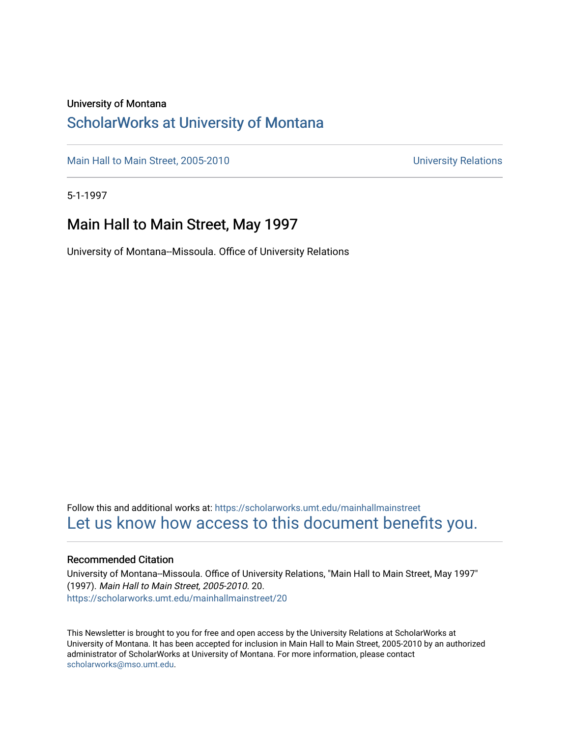University of Montana

## ScholarWorks at University of Montana

Main Hall to Main Street, 2005-2010 | University Relations

5-1-1997

# Main Hall to Main Street, May 1997

University of Montana--Missoula. Office of University Relations

Follow this and additional works at: https://scholarworks.umt.edu/mainhallmainstreet

Let us know how access to this document benefits you.

### Recommended Citation

University of Montana--Missoula. Office of University Relations, "Main Hall to Main Street, May 1997" (1997). *Main Hall to Main Street, 2005-2010*. 20.
https://scholarworks.umt.edu/mainhallmainstreet/20

This Newsletter is brought to you for free and open access by the University Relations at ScholarWorks at University of Montana. It has been accepted for inclusion in Main Hall to Main Street, 2005-2010 by an authorized administrator of ScholarWorks at University of Montana. For more information, please contact scholarworks@mso.umt.edu.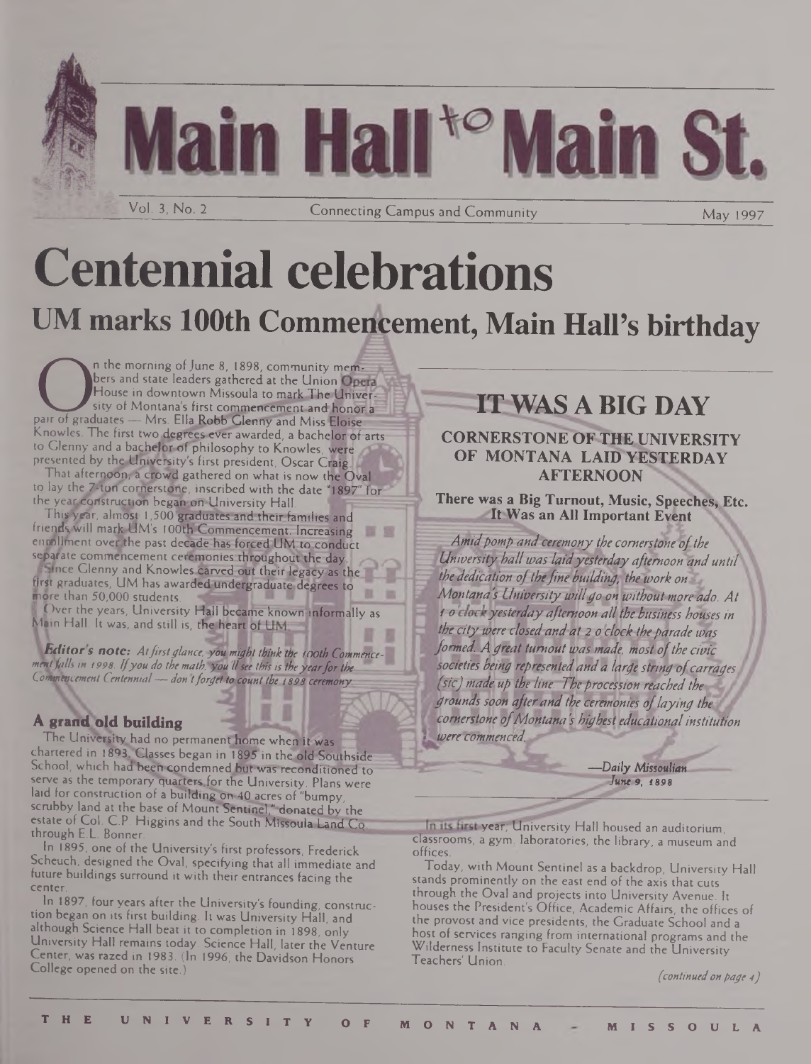# Main Hall to Main St.

Vol. 3, No. 2 — Connecting Campus and Community — May 1997

# Centennial celebrations

## UM marks 100th Commencement, Main Hall's birthday

On the morning of June 8, 1898, community members and state leaders gathered at the Union Opera House in downtown Missoula to mark The University of Montana's first commencement and honor a pair of graduates — Mrs. Ella Robb Glenny and Miss Eloise Knowles. The first two degrees ever awarded, a bachelor of arts to Glenny and a bachelor of philosophy to Knowles, were presented by the University's first president, Oscar Craig.

That afternoon, a crowd gathered on what is now the Oval to lay the 7-ton cornerstone, inscribed with the date "1897" for the year construction began on University Hall.

This year, almost 1,500 graduates and their families and friends will mark UM's 100th Commencement. Increasing enrollment over the past decade has forced UM to conduct separate commencement ceremonies throughout the day.

Since Glenny and Knowles carved out their legacy as the first graduates, UM has awarded undergraduate degrees to more than 50,000 students.

Over the years, University Hall became known informally as Main Hall. It was, and still is, the heart of UM.

***Editor's note:*** *At first glance, you might think the 100th Commencement falls in 1998. If you do the math, you'll see this is the year for the Commencement Centennial — don't forget to count the 1898 ceremony.*

### A grand old building

The University had no permanent home when it was chartered in 1893. Classes began in 1895 in the old Southside School, which had been condemned but was reconditioned to serve as the temporary quarters for the University. Plans were laid for construction of a building on 40 acres of "bumpy, scrubby land at the base of Mount Sentinel," donated by the estate of Col. C.P. Higgins and the South Missoula Land Co. through E.L. Bonner.

In 1895, one of the University's first professors, Frederick Scheuch, designed the Oval, specifying that all immediate and future buildings surround it with their entrances facing the center.

In 1897, four years after the University's founding, construction began on its first building. It was University Hall, and although Science Hall beat it to completion in 1898, only University Hall remains today. Science Hall, later the Venture Center, was razed in 1983. (In 1996, the Davidson Honors College opened on the site.)

## IT WAS A BIG DAY

### CORNERSTONE OF THE UNIVERSITY OF MONTANA LAID YESTERDAY AFTERNOON

**There was a Big Turnout, Music, Speeches, Etc. It Was an All Important Event**

*Amid pomp and ceremony the cornerstone of the University hall was laid yesterday afternoon and until the dedication of the fine building, the work on Montana's University will go on without more ado. At 1 o'clock yesterday afternoon all the business houses in the city were closed and at 2 o'clock the parade was formed. A great turnout was made, most of the civic societies being represented and a large string of carrages (sic) made up the line. The procession reached the grounds soon after and the ceremonies of laying the cornerstone of Montana's highest educational institution were commenced.*

—*Daily Missoulian*
*June 9, 1898*

In its first year, University Hall housed an auditorium, classrooms, a gym, laboratories, the library, a museum and offices.

Today, with Mount Sentinel as a backdrop, University Hall stands prominently on the east end of the axis that cuts through the Oval and projects into University Avenue. It houses the President's Office, Academic Affairs, the offices of the provost and vice presidents, the Graduate School and a host of services ranging from international programs and the Wilderness Institute to Faculty Senate and the University Teachers' Union.

*(continued on page 4)*

THE UNIVERSITY OF MONTANA - MISSOULA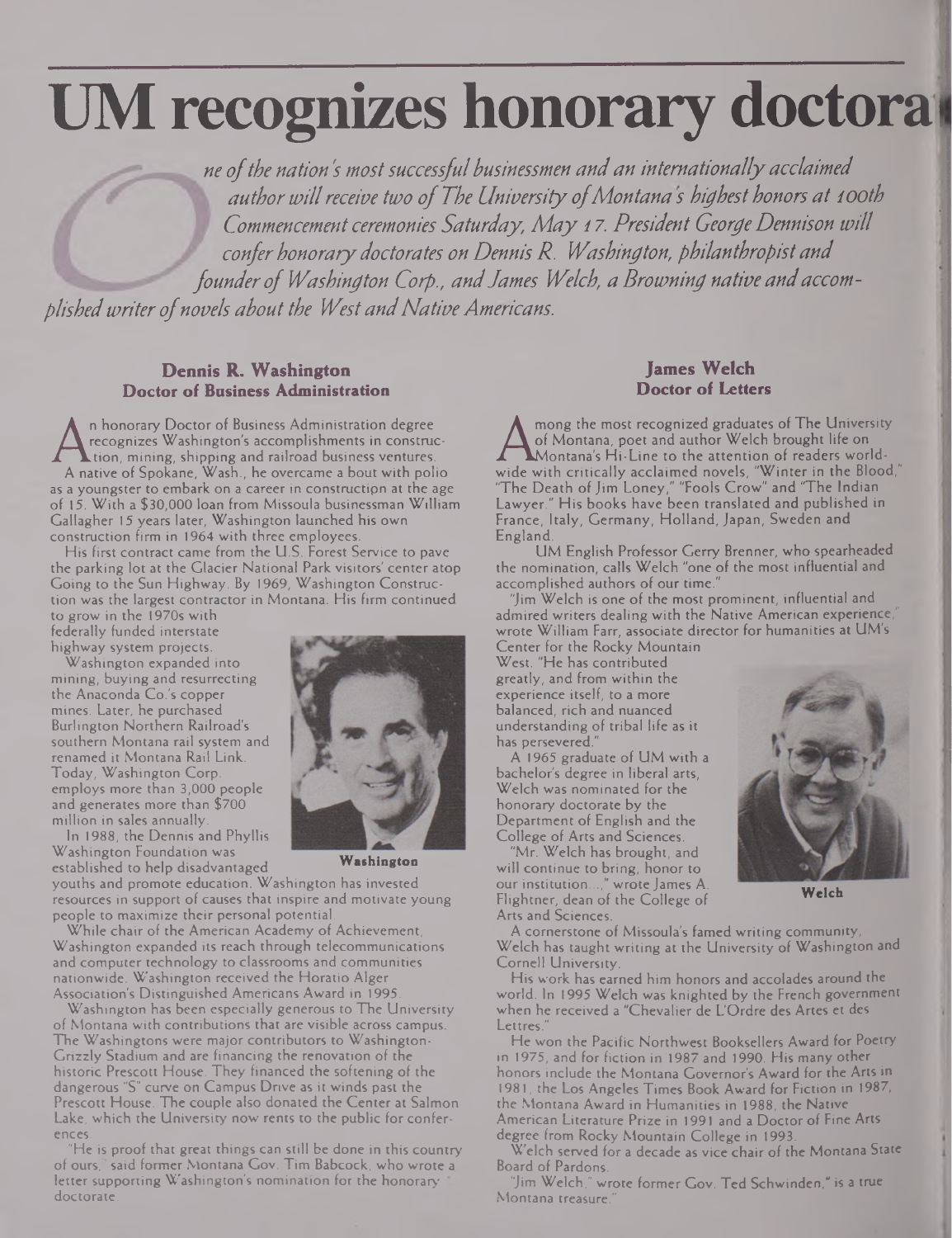# UM recognizes honorary doctora

*One of the nation's most successful businessmen and an internationally acclaimed author will receive two of The University of Montana's highest honors at 100th Commencement ceremonies Saturday, May 17. President George Dennison will confer honorary doctorates on Dennis R. Washington, philanthropist and founder of Washington Corp., and James Welch, a Browning native and accomplished writer of novels about the West and Native Americans.*

## Dennis R. Washington
### Doctor of Business Administration

An honorary Doctor of Business Administration degree recognizes Washington's accomplishments in construction, mining, shipping and railroad business ventures. A native of Spokane, Wash., he overcame a bout with polio as a youngster to embark on a career in construction at the age of 15. With a $30,000 loan from Missoula businessman William Gallagher 15 years later, Washington launched his own construction firm in 1964 with three employees.

His first contract came from the U.S. Forest Service to pave the parking lot at the Glacier National Park visitors' center atop Going to the Sun Highway. By 1969, Washington Construction was the largest contractor in Montana. His firm continued to grow in the 1970s with federally funded interstate highway system projects.

Washington expanded into mining, buying and resurrecting the Anaconda Co.'s copper mines. Later, he purchased Burlington Northern Railroad's southern Montana rail system and renamed it Montana Rail Link. Today, Washington Corp. employs more than 3,000 people and generates more than $700 million in sales annually.

In 1988, the Dennis and Phyllis Washington Foundation was established to help disadvantaged youths and promote education. Washington has invested resources in support of causes that inspire and motivate young people to maximize their personal potential.

Washington

While chair of the American Academy of Achievement, Washington expanded its reach through telecommunications and computer technology to classrooms and communities nationwide. Washington received the Horatio Alger Association's Distinguished Americans Award in 1995.

Washington has been especially generous to The University of Montana with contributions that are visible across campus. The Washingtons were major contributors to Washington-Grizzly Stadium and are financing the renovation of the historic Prescott House. They financed the softening of the dangerous "S" curve on Campus Drive as it winds past the Prescott House. The couple also donated the Center at Salmon Lake, which the University now rents to the public for conferences.

"He is proof that great things can still be done in this country of ours," said former Montana Gov. Tim Babcock, who wrote a letter supporting Washington's nomination for the honorary doctorate.

## James Welch
### Doctor of Letters

Among the most recognized graduates of The University of Montana, poet and author Welch brought life on Montana's Hi-Line to the attention of readers worldwide with critically acclaimed novels, "Winter in the Blood," "The Death of Jim Loney," "Fools Crow" and "The Indian Lawyer." His books have been translated and published in France, Italy, Germany, Holland, Japan, Sweden and England.

UM English Professor Gerry Brenner, who spearheaded the nomination, calls Welch "one of the most influential and accomplished authors of our time."

"Jim Welch is one of the most prominent, influential and admired writers dealing with the Native American experience," wrote William Farr, associate director for humanities at UM's Center for the Rocky Mountain West. "He has contributed greatly, and from within the experience itself, to a more balanced, rich and nuanced understanding of tribal life as it has persevered."

A 1965 graduate of UM with a bachelor's degree in liberal arts, Welch was nominated for the honorary doctorate by the Department of English and the College of Arts and Sciences.

"Mr. Welch has brought, and will continue to bring, honor to our institution...," wrote James A. Flightner, dean of the College of Arts and Sciences.

Welch

A cornerstone of Missoula's famed writing community, Welch has taught writing at the University of Washington and Cornell University.

His work has earned him honors and accolades around the world. In 1995 Welch was knighted by the French government when he received a "Chevalier de L'Ordre des Artes et des Lettres."

He won the Pacific Northwest Booksellers Award for Poetry in 1975, and for fiction in 1987 and 1990. His many other honors include the Montana Governor's Award for the Arts in 1981, the Los Angeles Times Book Award for Fiction in 1987, the Montana Award in Humanities in 1988, the Native American Literature Prize in 1991 and a Doctor of Fine Arts degree from Rocky Mountain College in 1993.

Welch served for a decade as vice chair of the Montana State Board of Pardons.

"Jim Welch," wrote former Gov. Ted Schwinden," is a true Montana treasure."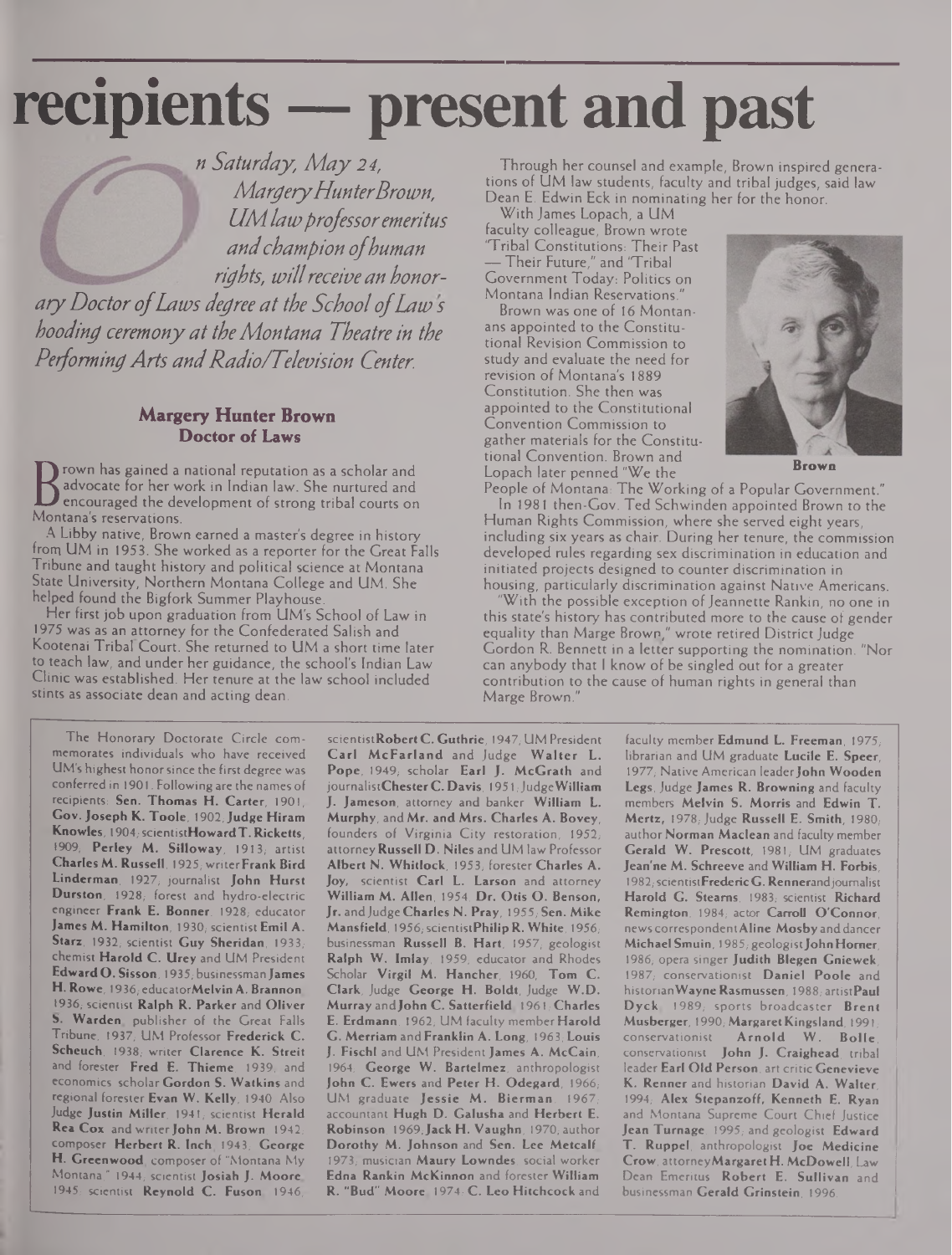# recipients — present and past

*On Saturday, May 24, Margery Hunter Brown, UM law professor emeritus and champion of human rights, will receive an honorary Doctor of Laws degree at the School of Law's hooding ceremony at the Montana Theatre in the Performing Arts and Radio/Television Center.*

### Margery Hunter Brown
### Doctor of Laws

Brown has gained a national reputation as a scholar and advocate for her work in Indian law. She nurtured and encouraged the development of strong tribal courts on Montana's reservations.

A Libby native, Brown earned a master's degree in history from UM in 1953. She worked as a reporter for the Great Falls Tribune and taught history and political science at Montana State University, Northern Montana College and UM. She helped found the Bigfork Summer Playhouse.

Her first job upon graduation from UM's School of Law in 1975 was as an attorney for the Confederated Salish and Kootenai Tribal Court. She returned to UM a short time later to teach law, and under her guidance, the school's Indian Law Clinic was established. Her tenure at the law school included stints as associate dean and acting dean.

Through her counsel and example, Brown inspired generations of UM law students, faculty and tribal judges, said law Dean E. Edwin Eck in nominating her for the honor.

With James Lopach, a UM faculty colleague, Brown wrote "Tribal Constitutions: Their Past — Their Future," and "Tribal Government Today: Politics on Montana Indian Reservations."

Brown was one of 16 Montanans appointed to the Constitutional Revision Commission to study and evaluate the need for revision of Montana's 1889 Constitution. She then was appointed to the Constitutional Convention Commission to gather materials for the Constitutional Convention. Brown and Lopach later penned "We the People of Montana: The Working of a Popular Government."

Brown

In 1981 then-Gov. Ted Schwinden appointed Brown to the Human Rights Commission, where she served eight years, including six years as chair. During her tenure, the commission developed rules regarding sex discrimination in education and initiated projects designed to counter discrimination in housing, particularly discrimination against Native Americans.

"With the possible exception of Jeannette Rankin, no one in this state's history has contributed more to the cause of gender equality than Marge Brown," wrote retired District Judge Gordon R. Bennett in a letter supporting the nomination. "Nor can anybody that I know of be singled out for a greater contribution to the cause of human rights in general than Marge Brown."

The Honorary Doctorate Circle commemorates individuals who have received UM's highest honor since the first degree was conferred in 1901. Following are the names of recipients: **Sen. Thomas H. Carter**, 1901; **Gov. Joseph K. Toole**, 1902; **Judge Hiram Knowles**, 1904; scientist **Howard T. Ricketts**, 1909; **Perley M. Silloway**, 1913; artist **Charles M. Russell**, 1925; writer **Frank Bird Linderman**, 1927; journalist **John Hurst Durston**, 1928; forest and hydro-electric engineer **Frank E. Bonner**, 1928; educator **James M. Hamilton**, 1930; scientist **Emil A. Starz**, 1932; scientist **Guy Sheridan**, 1933; chemist **Harold C. Urey** and UM President **Edward O. Sisson**, 1935; businessman **James H. Rowe**, 1936; educator **Melvin A. Brannon**, 1936; scientist **Ralph R. Parker** and **Oliver S. Warden**, publisher of the Great Falls Tribune, 1937; UM Professor **Frederick C. Scheuch**, 1938; writer **Clarence K. Streit** and forester **Fred E. Thieme**, 1939; and economics scholar **Gordon S. Watkins** and regional forester **Evan W. Kelly**, 1940. Also Judge **Justin Miller**, 1941; scientist **Herald Rea Cox** and writer **John M. Brown**, 1942; composer **Herbert R. Inch**, 1943; **George H. Greenwood**, composer of "Montana My Montana," 1944; scientist **Josiah J. Moore**, 1945; scientist **Reynold C. Fuson**, 1946; scientist **Robert C. Guthrie**, 1947; UM President **Carl McFarland** and Judge **Walter L. Pope**, 1949; scholar **Earl J. McGrath** and journalist **Chester C. Davis**, 1951; Judge **William J. Jameson**, attorney and banker **William L. Murphy**, and **Mr. and Mrs. Charles A. Bovey**, founders of Virginia City restoration, 1952; attorney **Russell D. Niles** and UM law Professor **Albert N. Whitlock**, 1953; forester **Charles A. Joy**, scientist **Carl L. Larson** and attorney **William M. Allen**, 1954; **Dr. Otis O. Benson, Jr.** and Judge **Charles N. Pray**, 1955; **Sen. Mike Mansfield**, 1956; scientist **Philip R. White**, 1956; businessman **Russell B. Hart**, 1957; geologist **Ralph W. Imlay**, 1959; educator and Rhodes Scholar **Virgil M. Hancher**, 1960; **Tom C. Clark**, Judge **George H. Boldt**, Judge **W.D. Murray** and **John C. Satterfield**, 1961; **Charles E. Erdmann**, 1962; UM faculty member **Harold G. Merriam** and **Franklin A. Long**, 1963; **Louis J. Fischl** and UM President **James A. McCain**, 1964; **George W. Bartelmez**, anthropologist **John C. Ewers** and **Peter H. Odegard**, 1966; UM graduate **Jessie M. Bierman**, 1967; accountant **Hugh D. Galusha** and **Herbert E. Robinson**, 1969; **Jack H. Vaughn**, 1970; author **Dorothy M. Johnson** and **Sen. Lee Metcalf**, 1973; musician **Maury Lowndes**, social worker **Edna Rankin McKinnon** and forester **William R. "Bud" Moore**, 1974; **C. Leo Hitchcock** and faculty member **Edmund L. Freeman**, 1975; librarian and UM graduate **Lucile E. Speer**, 1977; Native American leader **John Wooden Legs**, Judge **James R. Browning** and faculty members **Melvin S. Morris** and **Edwin T. Mertz**, 1978; Judge **Russell E. Smith**, 1980; author **Norman Maclean** and faculty member **Gerald W. Prescott**, 1981; UM graduates **Jean'ne M. Schreeve** and **William H. Forbis**, 1982; scientist **Frederic G. Renner** and journalist **Harold G. Stearns**, 1983; scientist **Richard Remington**, 1984; actor **Carroll O'Connor**, news correspondent **Aline Mosby** and dancer **Michael Smuin**, 1985; geologist **John Horner**, 1986; opera singer **Judith Blegen Gniewek**, 1987; conservationist **Daniel Poole** and historian **Wayne Rasmussen**, 1988; artist **Paul Dyck**, 1989; sports broadcaster **Brent Musberger**, 1990; **Margaret Kingsland**, 1991; conservationist **Arnold W. Bolle**, conservationist **John J. Craighead**, tribal leader **Earl Old Person**, art critic **Genevieve K. Renner** and historian **David A. Walter**, 1994; **Alex Stepanzoff**, **Kenneth E. Ryan** and Montana Supreme Court Chief Justice **Jean Turnage**, 1995; and geologist **Edward T. Ruppel**, anthropologist **Joe Medicine Crow**, attorney **Margaret H. McDowell**, Law Dean Emeritus **Robert E. Sullivan** and businessman **Gerald Grinstein**, 1996.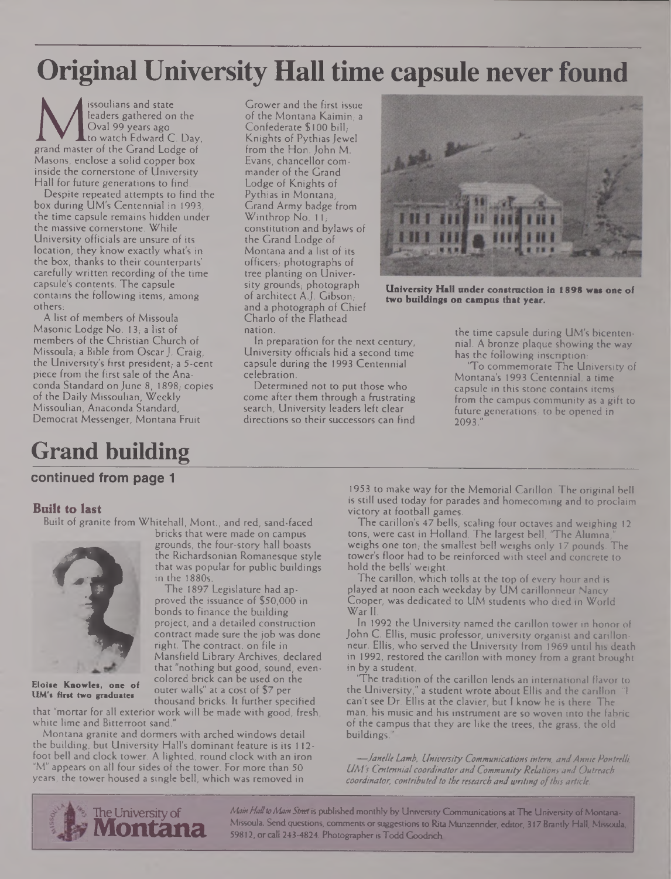# Original University Hall time capsule never found

Missoulians and state leaders gathered on the Oval 99 years ago to watch Edward C. Day, grand master of the Grand Lodge of Masons, enclose a solid copper box inside the cornerstone of University Hall for future generations to find.

Despite repeated attempts to find the box during UM's Centennial in 1993, the time capsule remains hidden under the massive cornerstone. While University officials are unsure of its location, they know exactly what's in the box, thanks to their counterparts' carefully written recording of the time capsule's contents. The capsule contains the following items, among others:

A list of members of Missoula Masonic Lodge No. 13; a list of members of the Christian Church of Missoula; a Bible from Oscar J. Craig, the University's first president; a 5-cent piece from the first sale of the Anaconda Standard on June 8, 1898; copies of the Daily Missoulian, Weekly Missoulian, Anaconda Standard, Democrat Messenger, Montana Fruit Grower and the first issue of the Montana Kaimin; a Confederate $100 bill; Knights of Pythias Jewel from the Hon. John M. Evans, chancellor commander of the Grand Lodge of Knights of Pythias in Montana; Grand Army badge from Winthrop No. 11; constitution and bylaws of the Grand Lodge of Montana and a list of its officers; photographs of tree planting on University grounds; photograph of architect A.J. Gibson; and a photograph of Chief Charlo of the Flathead nation.

In preparation for the next century, University officials hid a second time capsule during the 1993 Centennial celebration.

Determined not to put those who come after them through a frustrating search, University leaders left clear directions so their successors can find the time capsule during UM's bicentennial. A bronze plaque showing the way has the following inscription:

"To commemorate The University of Montana's 1993 Centennial, a time capsule in this stone contains items from the campus community as a gift to future generations: to be opened in 2093."

**University Hall under construction in 1898 was one of two buildings on campus that year.**

# Grand building

## continued from page 1

### Built to last

Built of granite from Whitehall, Mont., and red, sand-faced bricks that were made on campus grounds, the four-story hall boasts the Richardsonian Romanesque style that was popular for public buildings in the 1880s.

The 1897 Legislature had approved the issuance of $50,000 in bonds to finance the building project, and a detailed construction contract made sure the job was done right. The contract, on file in Mansfield Library Archives, declared that "nothing but good, sound, even-colored brick can be used on the outer walls" at a cost of $7 per thousand bricks. It further specified that "mortar for all exterior work will be made with good, fresh, white lime and Bitterroot sand."

**Eloise Knowles, one of UM's first two graduates**

Montana granite and dormers with arched windows detail the building, but University Hall's dominant feature is its 112-foot bell and clock tower. A lighted, round clock with an iron "M" appears on all four sides of the tower. For more than 50 years, the tower housed a single bell, which was removed in 1953 to make way for the Memorial Carillon. The original bell is still used today for parades and homecoming and to proclaim victory at football games.

The carillon's 47 bells, scaling four octaves and weighing 12 tons, were cast in Holland. The largest bell, "The Alumna," weighs one ton; the smallest bell weighs only 17 pounds. The tower's floor had to be reinforced with steel and concrete to hold the bells' weight.

The carillon, which tolls at the top of every hour and is played at noon each weekday by UM carillonneur Nancy Cooper, was dedicated to UM students who died in World War II.

In 1992 the University named the carillon tower in honor of John C. Ellis, music professor, university organist and carillonneur. Ellis, who served the University from 1969 until his death in 1992, restored the carillon with money from a grant brought in by a student.

"The tradition of the carillon lends an international flavor to the University," a student wrote about Ellis and the carillon. "I can't see Dr. Ellis at the clavier, but I know he is there. The man, his music and his instrument are so woven into the fabric of the campus that they are like the trees, the grass, the old buildings."

*—Janelle Lamb, University Communications intern, and Annie Pontrelli, UM's Centennial coordinator and Community Relations and Outreach coordinator, contributed to the research and writing of this article.*

The University of Montana

*Main Hall to Main Street* is published monthly by University Communications at The University of Montana-Missoula. Send questions, comments or suggestions to Rita Munzenrider, editor, 317 Brantly Hall, Missoula, 59812, or call 243-4824. Photographer is Todd Goodrich.